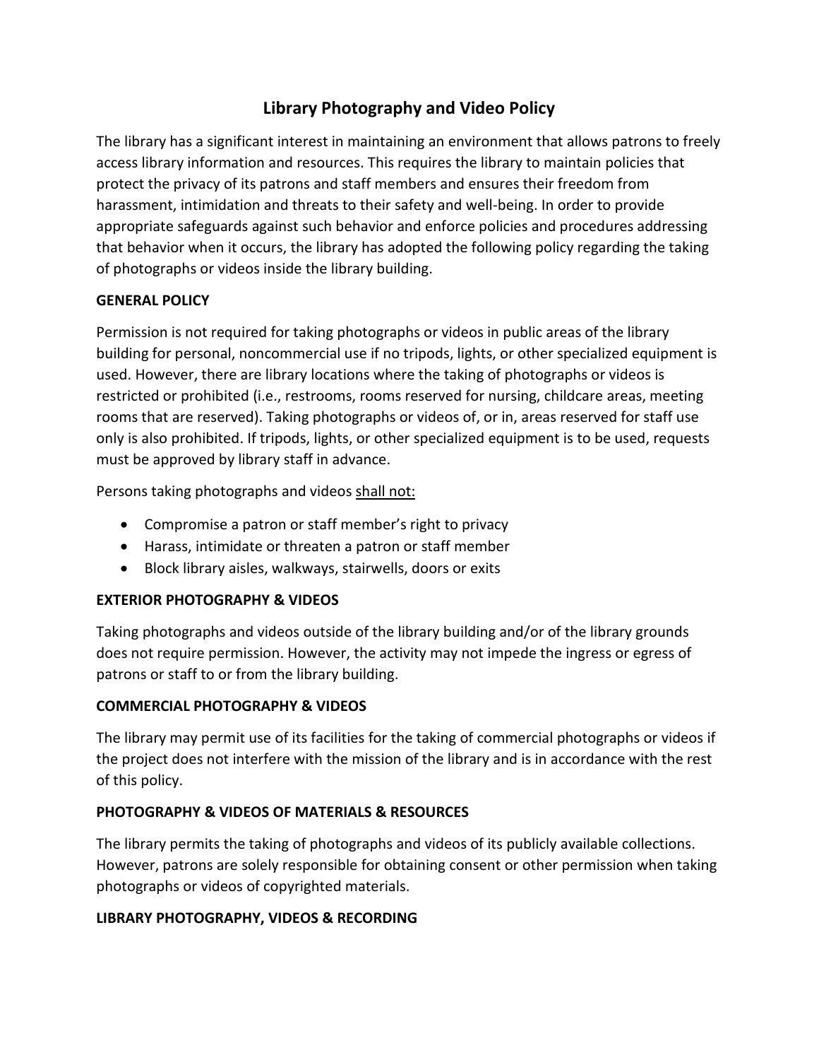# Library Photography and Video Policy

The library has a significant interest in maintaining an environment that allows patrons to freely access library information and resources. This requires the library to maintain policies that protect the privacy of its patrons and staff members and ensures their freedom from harassment, intimidation and threats to their safety and well-being. In order to provide appropriate safeguards against such behavior and enforce policies and procedures addressing that behavior when it occurs, the library has adopted the following policy regarding the taking of photographs or videos inside the library building.

## GENERAL POLICY

Permission is not required for taking photographs or videos in public areas of the library building for personal, noncommercial use if no tripods, lights, or other specialized equipment is used. However, there are library locations where the taking of photographs or videos is restricted or prohibited (i.e., restrooms, rooms reserved for nursing, childcare areas, meeting rooms that are reserved). Taking photographs or videos of, or in, areas reserved for staff use only is also prohibited. If tripods, lights, or other specialized equipment is to be used, requests must be approved by library staff in advance.

Persons taking photographs and videos <u>shall not:</u>

- Compromise a patron or staff member's right to privacy
- Harass, intimidate or threaten a patron or staff member
- Block library aisles, walkways, stairwells, doors or exits

## EXTERIOR PHOTOGRAPHY & VIDEOS

Taking photographs and videos outside of the library building and/or of the library grounds does not require permission. However, the activity may not impede the ingress or egress of patrons or staff to or from the library building.

## COMMERCIAL PHOTOGRAPHY & VIDEOS

The library may permit use of its facilities for the taking of commercial photographs or videos if the project does not interfere with the mission of the library and is in accordance with the rest of this policy.

## PHOTOGRAPHY & VIDEOS OF MATERIALS & RESOURCES

The library permits the taking of photographs and videos of its publicly available collections. However, patrons are solely responsible for obtaining consent or other permission when taking photographs or videos of copyrighted materials.

## LIBRARY PHOTOGRAPHY, VIDEOS & RECORDING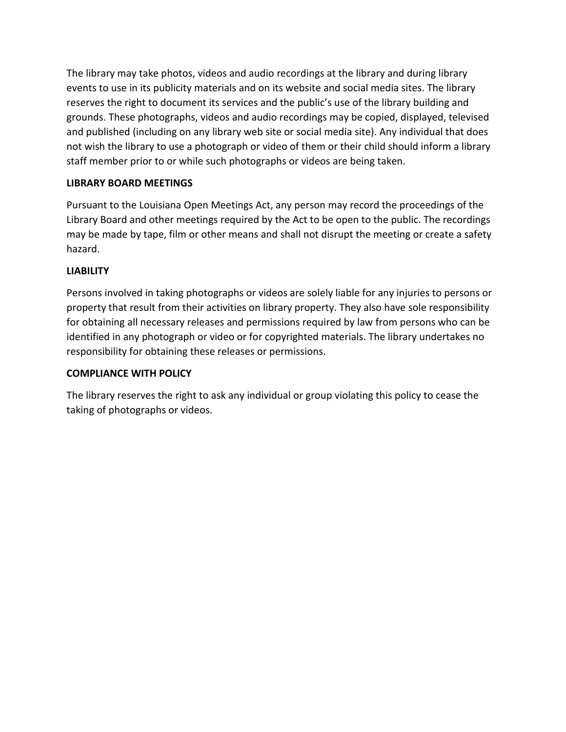The library may take photos, videos and audio recordings at the library and during library events to use in its publicity materials and on its website and social media sites. The library reserves the right to document its services and the public's use of the library building and grounds. These photographs, videos and audio recordings may be copied, displayed, televised and published (including on any library web site or social media site). Any individual that does not wish the library to use a photograph or video of them or their child should inform a library staff member prior to or while such photographs or videos are being taken.

**LIBRARY BOARD MEETINGS**

Pursuant to the Louisiana Open Meetings Act, any person may record the proceedings of the Library Board and other meetings required by the Act to be open to the public. The recordings may be made by tape, film or other means and shall not disrupt the meeting or create a safety hazard.

**LIABILITY**

Persons involved in taking photographs or videos are solely liable for any injuries to persons or property that result from their activities on library property. They also have sole responsibility for obtaining all necessary releases and permissions required by law from persons who can be identified in any photograph or video or for copyrighted materials. The library undertakes no responsibility for obtaining these releases or permissions.

**COMPLIANCE WITH POLICY**

The library reserves the right to ask any individual or group violating this policy to cease the taking of photographs or videos.